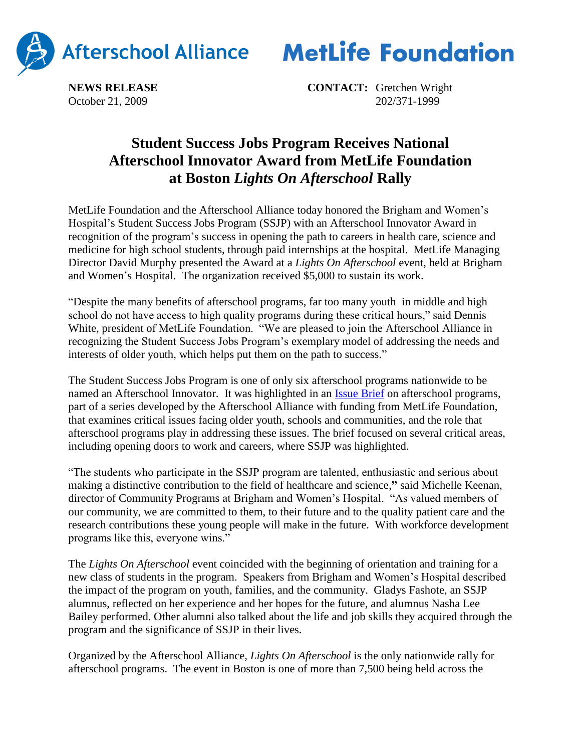Afterschool Alliance MetLife Foundation

**NEWS RELEASE**
October 21, 2009

**CONTACT:** Gretchen Wright
202/371-1999

# Student Success Jobs Program Receives National Afterschool Innovator Award from MetLife Foundation at Boston *Lights On Afterschool* Rally

MetLife Foundation and the Afterschool Alliance today honored the Brigham and Women's Hospital's Student Success Jobs Program (SSJP) with an Afterschool Innovator Award in recognition of the program's success in opening the path to careers in health care, science and medicine for high school students, through paid internships at the hospital. MetLife Managing Director David Murphy presented the Award at a *Lights On Afterschool* event, held at Brigham and Women's Hospital. The organization received $5,000 to sustain its work.

"Despite the many benefits of afterschool programs, far too many youth in middle and high school do not have access to high quality programs during these critical hours," said Dennis White, president of MetLife Foundation. "We are pleased to join the Afterschool Alliance in recognizing the Student Success Jobs Program's exemplary model of addressing the needs and interests of older youth, which helps put them on the path to success."

The Student Success Jobs Program is one of only six afterschool programs nationwide to be named an Afterschool Innovator. It was highlighted in an Issue Brief on afterschool programs, part of a series developed by the Afterschool Alliance with funding from MetLife Foundation, that examines critical issues facing older youth, schools and communities, and the role that afterschool programs play in addressing these issues. The brief focused on several critical areas, including opening doors to work and careers, where SSJP was highlighted.

"The students who participate in the SSJP program are talented, enthusiastic and serious about making a distinctive contribution to the field of healthcare and science," said Michelle Keenan, director of Community Programs at Brigham and Women's Hospital. "As valued members of our community, we are committed to them, to their future and to the quality patient care and the research contributions these young people will make in the future. With workforce development programs like this, everyone wins."

The *Lights On Afterschool* event coincided with the beginning of orientation and training for a new class of students in the program. Speakers from Brigham and Women's Hospital described the impact of the program on youth, families, and the community. Gladys Fashote, an SSJP alumnus, reflected on her experience and her hopes for the future, and alumnus Nasha Lee Bailey performed. Other alumni also talked about the life and job skills they acquired through the program and the significance of SSJP in their lives.

Organized by the Afterschool Alliance, *Lights On Afterschool* is the only nationwide rally for afterschool programs. The event in Boston is one of more than 7,500 being held across the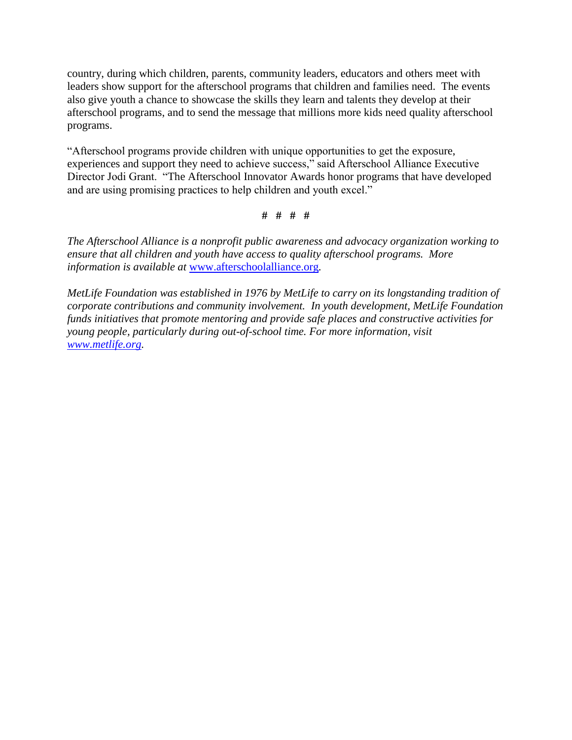country, during which children, parents, community leaders, educators and others meet with leaders show support for the afterschool programs that children and families need. The events also give youth a chance to showcase the skills they learn and talents they develop at their afterschool programs, and to send the message that millions more kids need quality afterschool programs.

"Afterschool programs provide children with unique opportunities to get the exposure, experiences and support they need to achieve success," said Afterschool Alliance Executive Director Jodi Grant. "The Afterschool Innovator Awards honor programs that have developed and are using promising practices to help children and youth excel."

# # # #

*The Afterschool Alliance is a nonprofit public awareness and advocacy organization working to ensure that all children and youth have access to quality afterschool programs. More information is available at* www.afterschoolalliance.org*.*

*MetLife Foundation was established in 1976 by MetLife to carry on its longstanding tradition of corporate contributions and community involvement. In youth development, MetLife Foundation funds initiatives that promote mentoring and provide safe places and constructive activities for young people, particularly during out-of-school time. For more information, visit www.metlife.org.*